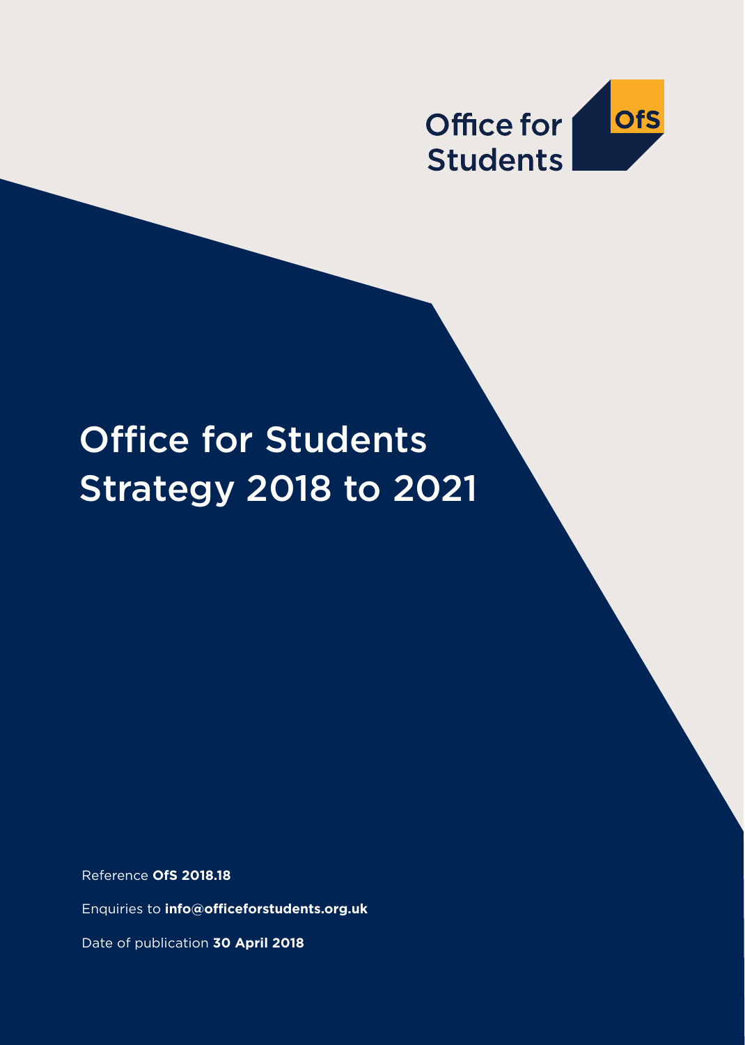Office for Students

OfS

# Office for Students Strategy 2018 to 2021

Reference **OfS 2018.18**

Enquiries to **info@officeforstudents.org.uk**

Date of publication **30 April 2018**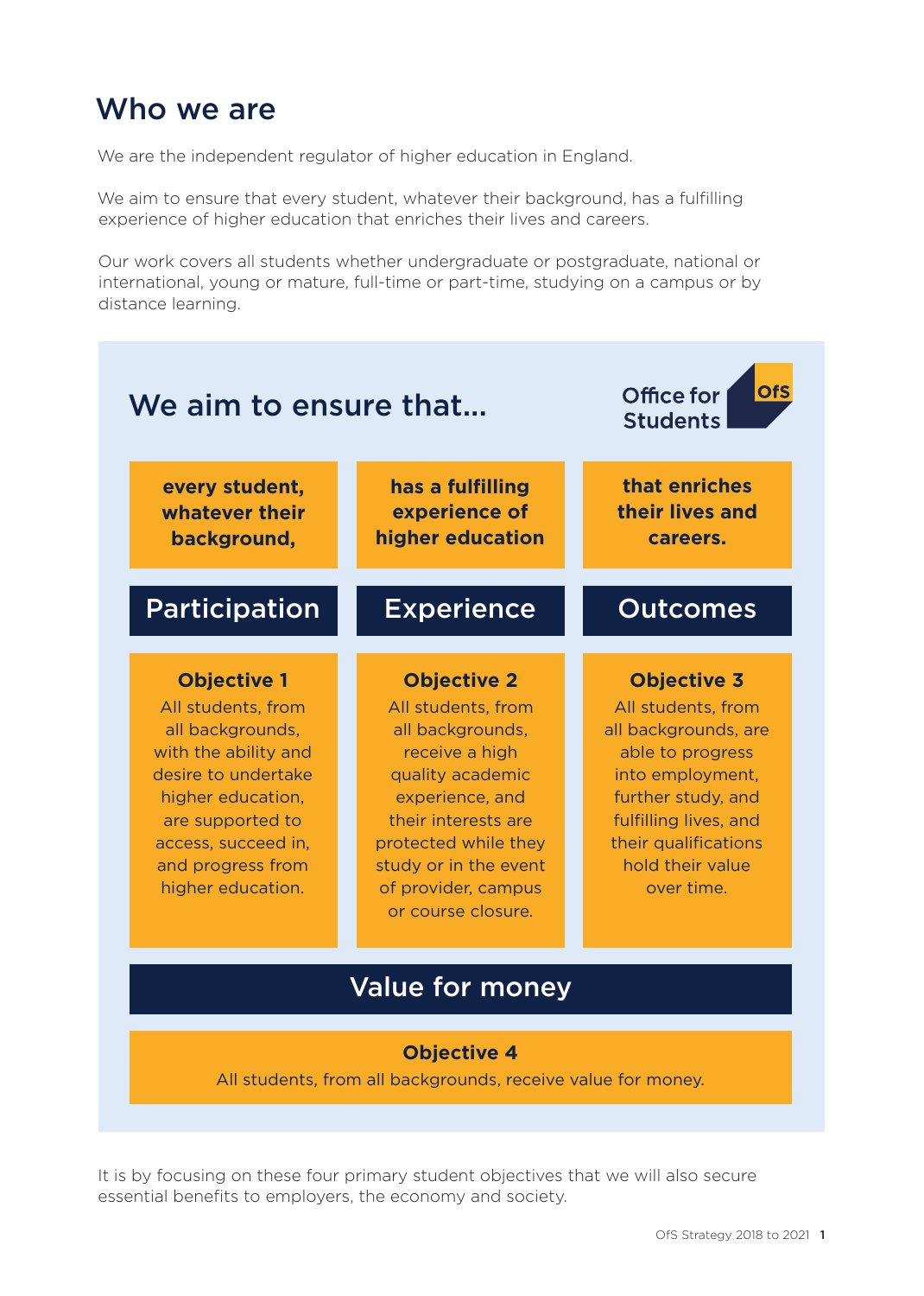# Who we are

We are the independent regulator of higher education in England.

We aim to ensure that every student, whatever their background, has a fulfilling experience of higher education that enriches their lives and careers.

Our work covers all students whether undergraduate or postgraduate, national or international, young or mature, full-time or part-time, studying on a campus or by distance learning.

## We aim to ensure that...

Office for Students OfS

| **every student, whatever their background,** | **has a fulfilling experience of higher education** | **that enriches their lives and careers.** |
|---|---|---|
| **Participation** | **Experience** | **Outcomes** |
| **Objective 1** All students, from all backgrounds, with the ability and desire to undertake higher education, are supported to access, succeed in, and progress from higher education. | **Objective 2** All students, from all backgrounds, receive a high quality academic experience, and their interests are protected while they study or in the event of provider, campus or course closure. | **Objective 3** All students, from all backgrounds, are able to progress into employment, further study, and fulfilling lives, and their qualifications hold their value over time. |

**Value for money**

**Objective 4**
All students, from all backgrounds, receive value for money.

It is by focusing on these four primary student objectives that we will also secure essential benefits to employers, the economy and society.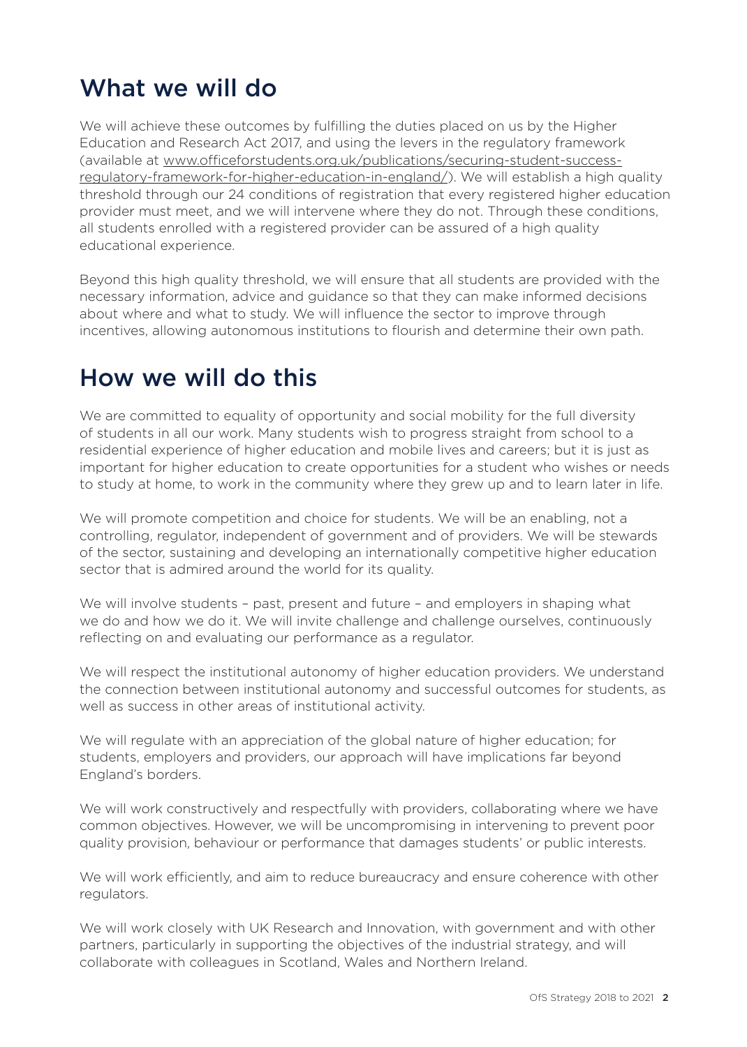## What we will do

We will achieve these outcomes by fulfilling the duties placed on us by the Higher Education and Research Act 2017, and using the levers in the regulatory framework (available at [www.officeforstudents.org.uk/publications/securing-student-success-regulatory-framework-for-higher-education-in-england/](www.officeforstudents.org.uk/publications/securing-student-success-regulatory-framework-for-higher-education-in-england/)). We will establish a high quality threshold through our 24 conditions of registration that every registered higher education provider must meet, and we will intervene where they do not. Through these conditions, all students enrolled with a registered provider can be assured of a high quality educational experience.

Beyond this high quality threshold, we will ensure that all students are provided with the necessary information, advice and guidance so that they can make informed decisions about where and what to study. We will influence the sector to improve through incentives, allowing autonomous institutions to flourish and determine their own path.

## How we will do this

We are committed to equality of opportunity and social mobility for the full diversity of students in all our work. Many students wish to progress straight from school to a residential experience of higher education and mobile lives and careers; but it is just as important for higher education to create opportunities for a student who wishes or needs to study at home, to work in the community where they grew up and to learn later in life.

We will promote competition and choice for students. We will be an enabling, not a controlling, regulator, independent of government and of providers. We will be stewards of the sector, sustaining and developing an internationally competitive higher education sector that is admired around the world for its quality.

We will involve students – past, present and future – and employers in shaping what we do and how we do it. We will invite challenge and challenge ourselves, continuously reflecting on and evaluating our performance as a regulator.

We will respect the institutional autonomy of higher education providers. We understand the connection between institutional autonomy and successful outcomes for students, as well as success in other areas of institutional activity.

We will regulate with an appreciation of the global nature of higher education; for students, employers and providers, our approach will have implications far beyond England's borders.

We will work constructively and respectfully with providers, collaborating where we have common objectives. However, we will be uncompromising in intervening to prevent poor quality provision, behaviour or performance that damages students' or public interests.

We will work efficiently, and aim to reduce bureaucracy and ensure coherence with other regulators.

We will work closely with UK Research and Innovation, with government and with other partners, particularly in supporting the objectives of the industrial strategy, and will collaborate with colleagues in Scotland, Wales and Northern Ireland.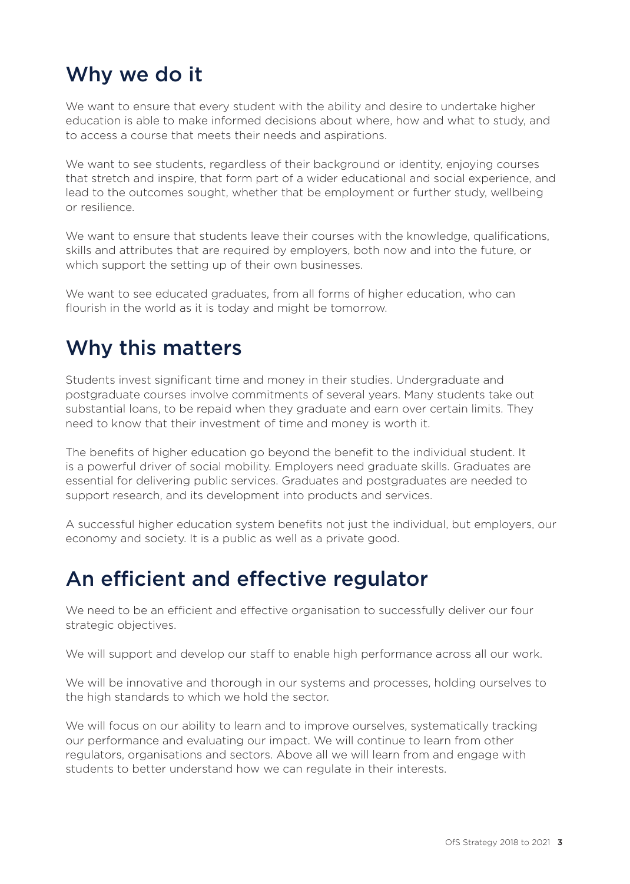## Why we do it

We want to ensure that every student with the ability and desire to undertake higher education is able to make informed decisions about where, how and what to study, and to access a course that meets their needs and aspirations.

We want to see students, regardless of their background or identity, enjoying courses that stretch and inspire, that form part of a wider educational and social experience, and lead to the outcomes sought, whether that be employment or further study, wellbeing or resilience.

We want to ensure that students leave their courses with the knowledge, qualifications, skills and attributes that are required by employers, both now and into the future, or which support the setting up of their own businesses.

We want to see educated graduates, from all forms of higher education, who can flourish in the world as it is today and might be tomorrow.

## Why this matters

Students invest significant time and money in their studies. Undergraduate and postgraduate courses involve commitments of several years. Many students take out substantial loans, to be repaid when they graduate and earn over certain limits. They need to know that their investment of time and money is worth it.

The benefits of higher education go beyond the benefit to the individual student. It is a powerful driver of social mobility. Employers need graduate skills. Graduates are essential for delivering public services. Graduates and postgraduates are needed to support research, and its development into products and services.

A successful higher education system benefits not just the individual, but employers, our economy and society. It is a public as well as a private good.

## An efficient and effective regulator

We need to be an efficient and effective organisation to successfully deliver our four strategic objectives.

We will support and develop our staff to enable high performance across all our work.

We will be innovative and thorough in our systems and processes, holding ourselves to the high standards to which we hold the sector.

We will focus on our ability to learn and to improve ourselves, systematically tracking our performance and evaluating our impact. We will continue to learn from other regulators, organisations and sectors. Above all we will learn from and engage with students to better understand how we can regulate in their interests.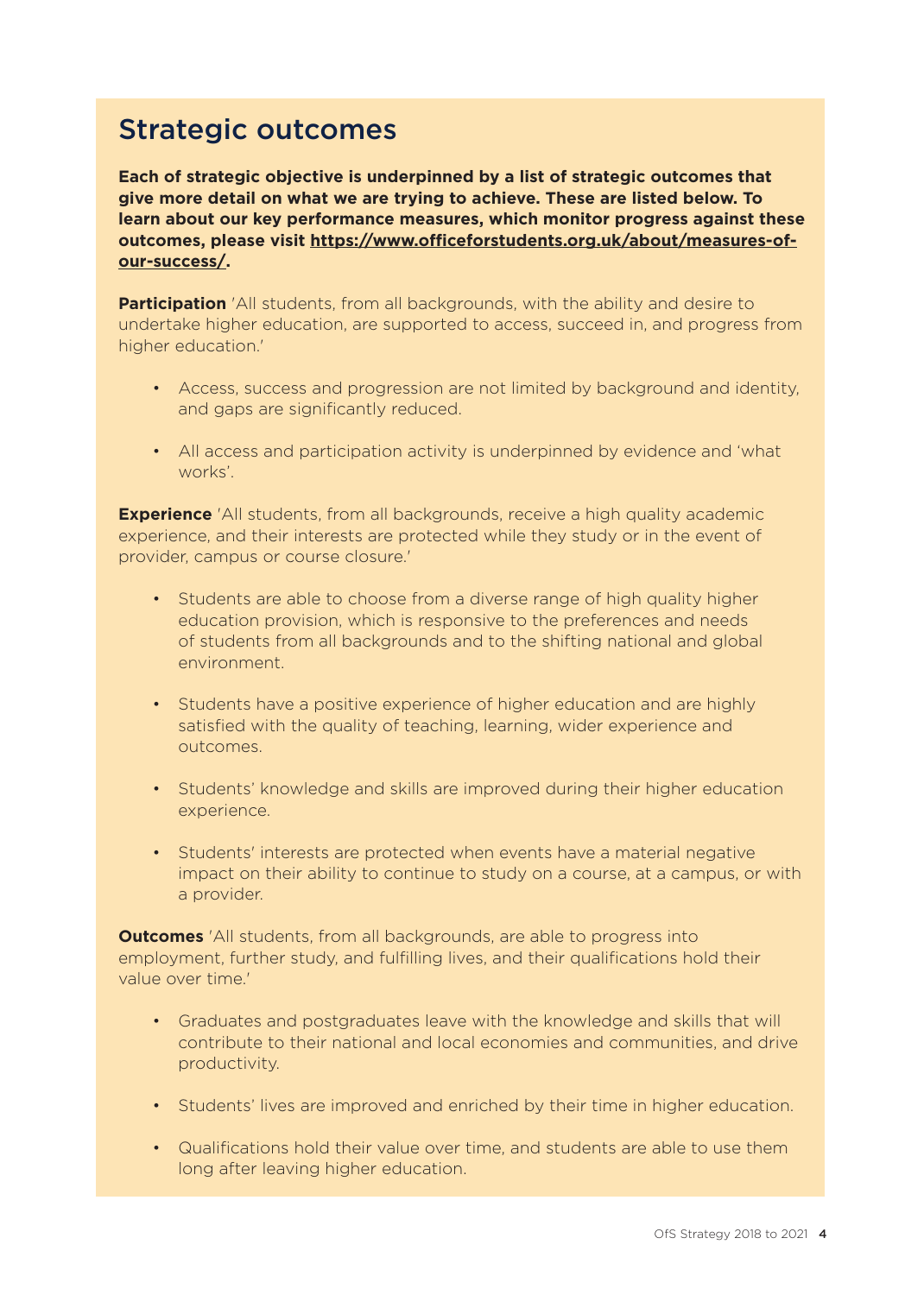## Strategic outcomes

**Each of strategic objective is underpinned by a list of strategic outcomes that give more detail on what we are trying to achieve. These are listed below. To learn about our key performance measures, which monitor progress against these outcomes, please visit [https://www.officeforstudents.org.uk/about/measures-of-our-success/](https://www.officeforstudents.org.uk/about/measures-of-our-success/).**

**Participation** 'All students, from all backgrounds, with the ability and desire to undertake higher education, are supported to access, succeed in, and progress from higher education.'

- Access, success and progression are not limited by background and identity, and gaps are significantly reduced.
- All access and participation activity is underpinned by evidence and 'what works'.

**Experience** 'All students, from all backgrounds, receive a high quality academic experience, and their interests are protected while they study or in the event of provider, campus or course closure.'

- Students are able to choose from a diverse range of high quality higher education provision, which is responsive to the preferences and needs of students from all backgrounds and to the shifting national and global environment.
- Students have a positive experience of higher education and are highly satisfied with the quality of teaching, learning, wider experience and outcomes.
- Students' knowledge and skills are improved during their higher education experience.
- Students' interests are protected when events have a material negative impact on their ability to continue to study on a course, at a campus, or with a provider.

**Outcomes** 'All students, from all backgrounds, are able to progress into employment, further study, and fulfilling lives, and their qualifications hold their value over time.'

- Graduates and postgraduates leave with the knowledge and skills that will contribute to their national and local economies and communities, and drive productivity.
- Students' lives are improved and enriched by their time in higher education.
- Qualifications hold their value over time, and students are able to use them long after leaving higher education.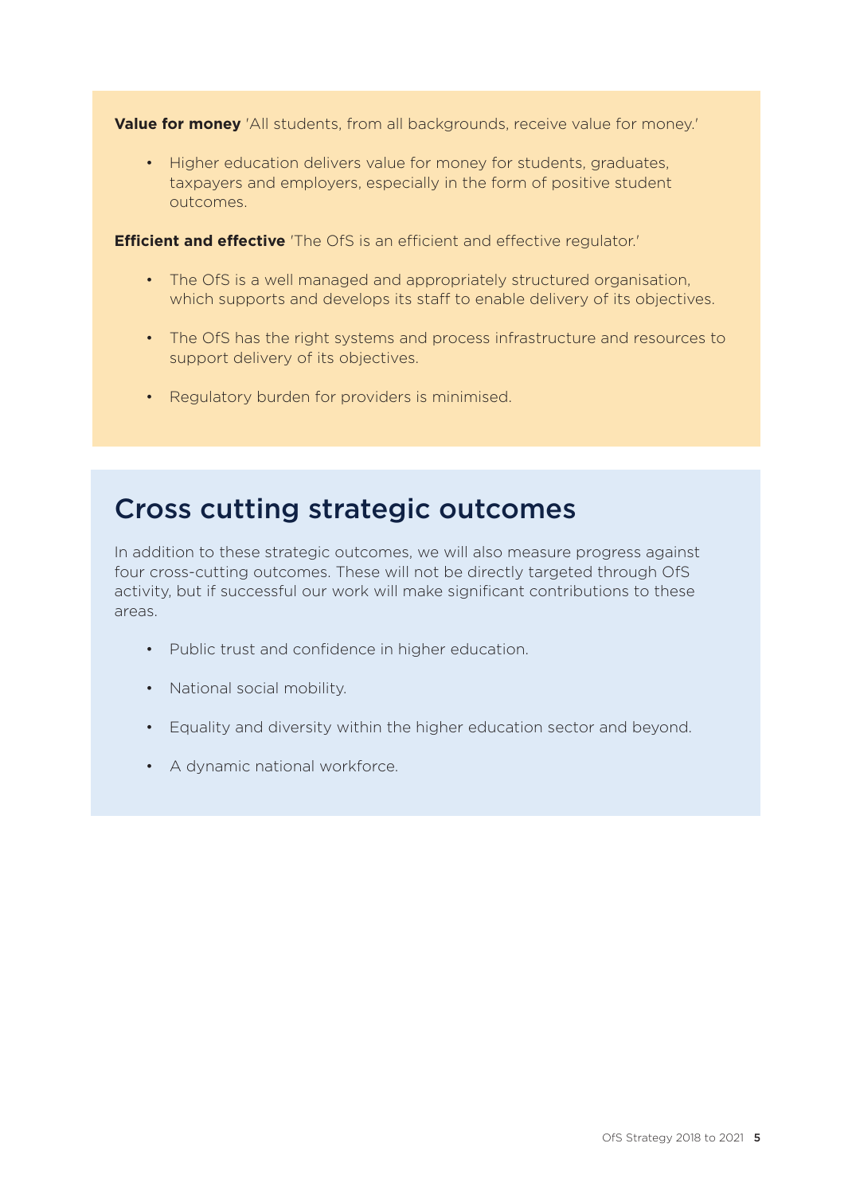**Value for money** 'All students, from all backgrounds, receive value for money.'

- Higher education delivers value for money for students, graduates, taxpayers and employers, especially in the form of positive student outcomes.

**Efficient and effective** 'The OfS is an efficient and effective regulator.'

- The OfS is a well managed and appropriately structured organisation, which supports and develops its staff to enable delivery of its objectives.
- The OfS has the right systems and process infrastructure and resources to support delivery of its objectives.
- Regulatory burden for providers is minimised.

## Cross cutting strategic outcomes

In addition to these strategic outcomes, we will also measure progress against four cross-cutting outcomes. These will not be directly targeted through OfS activity, but if successful our work will make significant contributions to these areas.

- Public trust and confidence in higher education.
- National social mobility.
- Equality and diversity within the higher education sector and beyond.
- A dynamic national workforce.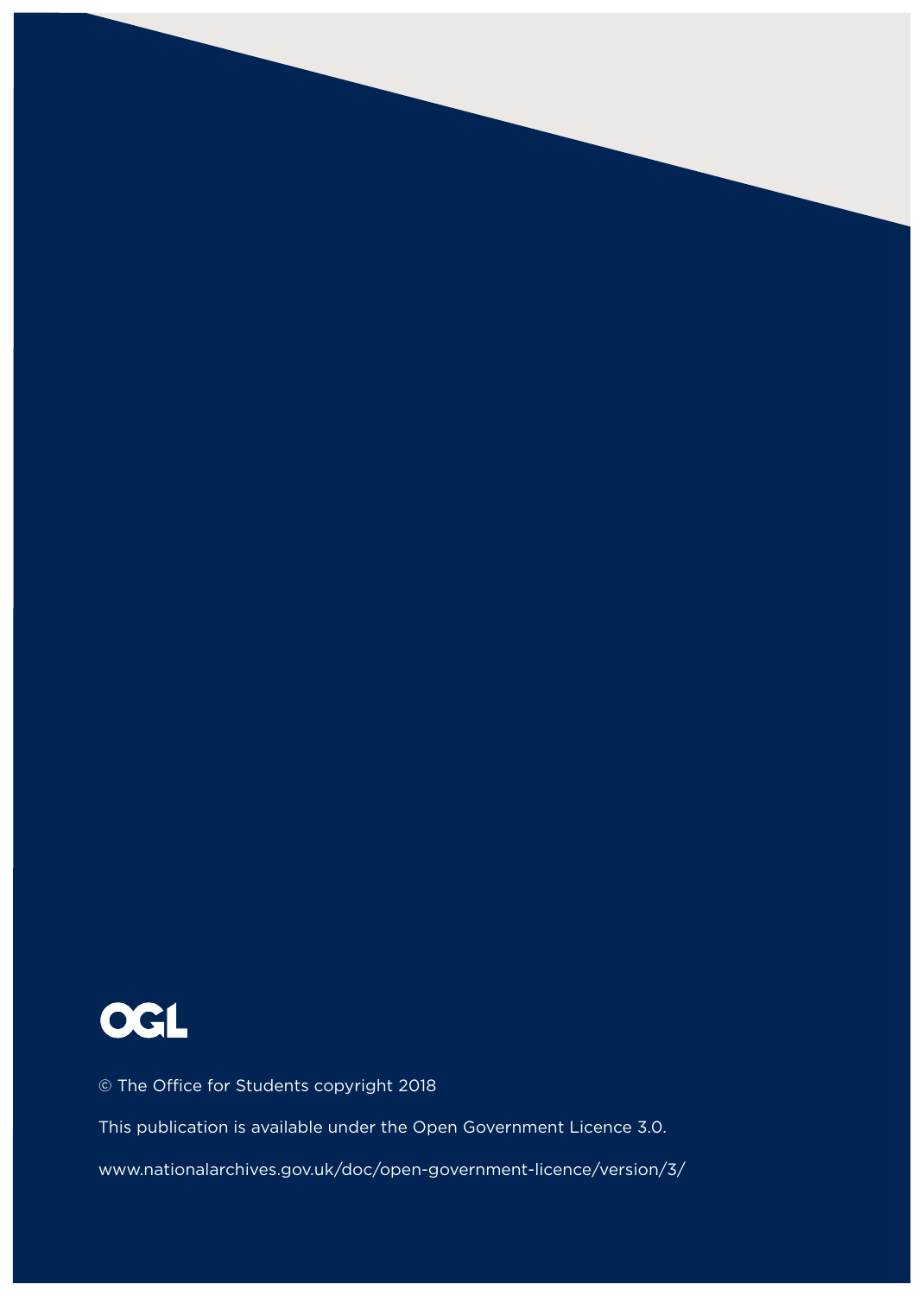OGL

© The Office for Students copyright 2018

This publication is available under the Open Government Licence 3.0.

www.nationalarchives.gov.uk/doc/open-government-licence/version/3/